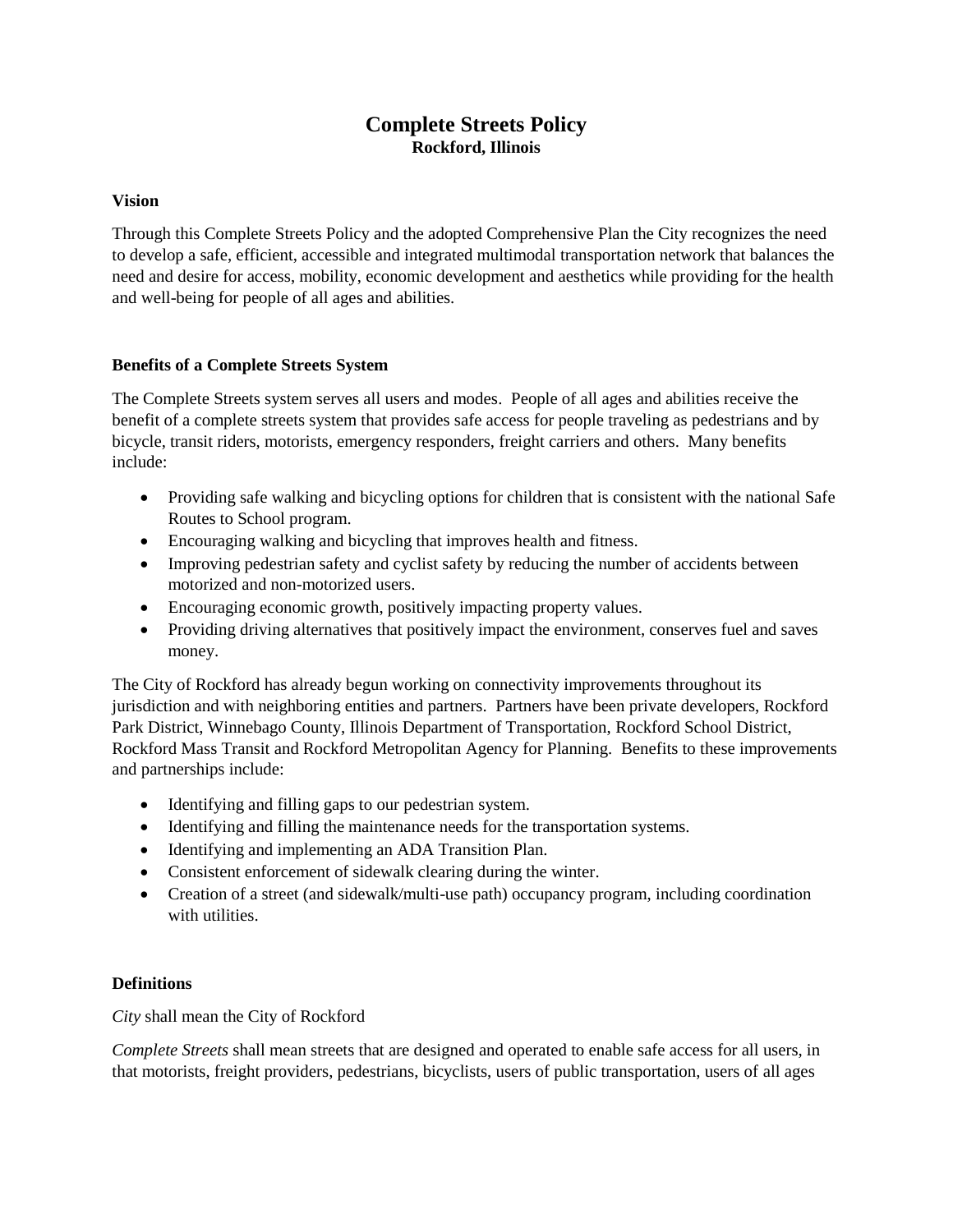# Complete Streets Policy

**Rockford, Illinois**

### Vision

Through this Complete Streets Policy and the adopted Comprehensive Plan the City recognizes the need to develop a safe, efficient, accessible and integrated multimodal transportation network that balances the need and desire for access, mobility, economic development and aesthetics while providing for the health and well-being for people of all ages and abilities.

### Benefits of a Complete Streets System

The Complete Streets system serves all users and modes. People of all ages and abilities receive the benefit of a complete streets system that provides safe access for people traveling as pedestrians and by bicycle, transit riders, motorists, emergency responders, freight carriers and others. Many benefits include:

- Providing safe walking and bicycling options for children that is consistent with the national Safe Routes to School program.
- Encouraging walking and bicycling that improves health and fitness.
- Improving pedestrian safety and cyclist safety by reducing the number of accidents between motorized and non-motorized users.
- Encouraging economic growth, positively impacting property values.
- Providing driving alternatives that positively impact the environment, conserves fuel and saves money.

The City of Rockford has already begun working on connectivity improvements throughout its jurisdiction and with neighboring entities and partners. Partners have been private developers, Rockford Park District, Winnebago County, Illinois Department of Transportation, Rockford School District, Rockford Mass Transit and Rockford Metropolitan Agency for Planning. Benefits to these improvements and partnerships include:

- Identifying and filling gaps to our pedestrian system.
- Identifying and filling the maintenance needs for the transportation systems.
- Identifying and implementing an ADA Transition Plan.
- Consistent enforcement of sidewalk clearing during the winter.
- Creation of a street (and sidewalk/multi-use path) occupancy program, including coordination with utilities.

### Definitions

*City* shall mean the City of Rockford

*Complete Streets* shall mean streets that are designed and operated to enable safe access for all users, in that motorists, freight providers, pedestrians, bicyclists, users of public transportation, users of all ages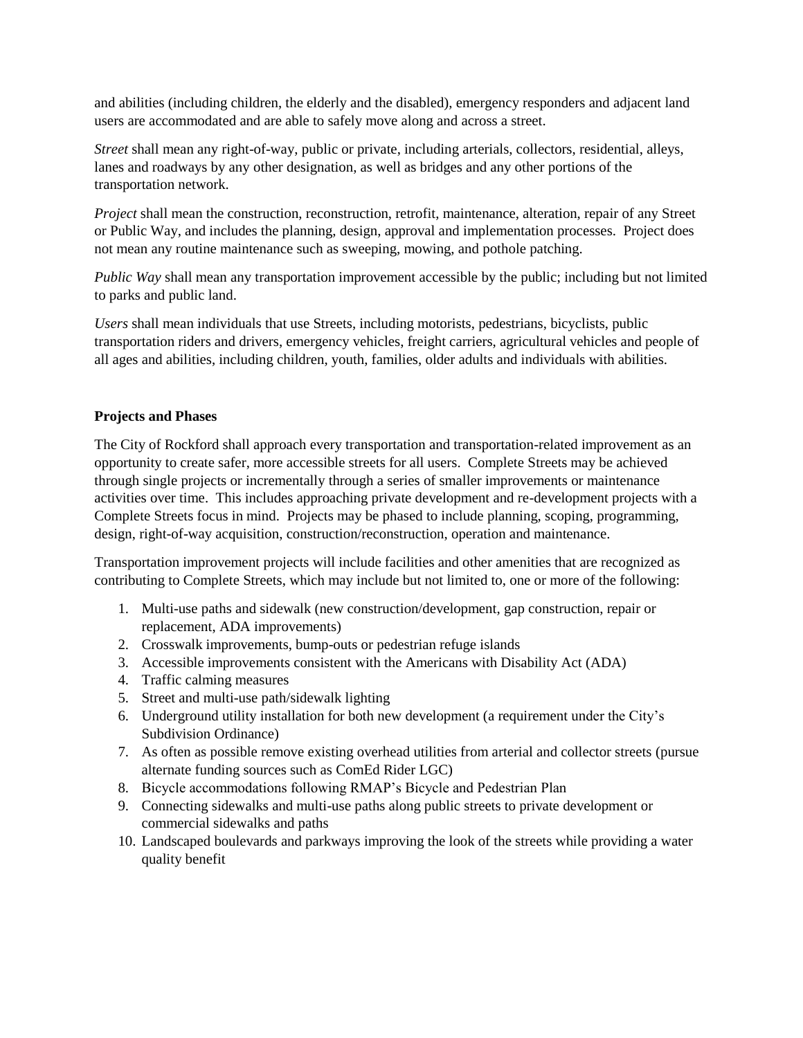and abilities (including children, the elderly and the disabled), emergency responders and adjacent land users are accommodated and are able to safely move along and across a street.

*Street* shall mean any right-of-way, public or private, including arterials, collectors, residential, alleys, lanes and roadways by any other designation, as well as bridges and any other portions of the transportation network.

*Project* shall mean the construction, reconstruction, retrofit, maintenance, alteration, repair of any Street or Public Way, and includes the planning, design, approval and implementation processes. Project does not mean any routine maintenance such as sweeping, mowing, and pothole patching.

*Public Way* shall mean any transportation improvement accessible by the public; including but not limited to parks and public land.

*Users* shall mean individuals that use Streets, including motorists, pedestrians, bicyclists, public transportation riders and drivers, emergency vehicles, freight carriers, agricultural vehicles and people of all ages and abilities, including children, youth, families, older adults and individuals with abilities.

**Projects and Phases**

The City of Rockford shall approach every transportation and transportation-related improvement as an opportunity to create safer, more accessible streets for all users. Complete Streets may be achieved through single projects or incrementally through a series of smaller improvements or maintenance activities over time. This includes approaching private development and re-development projects with a Complete Streets focus in mind. Projects may be phased to include planning, scoping, programming, design, right-of-way acquisition, construction/reconstruction, operation and maintenance.

Transportation improvement projects will include facilities and other amenities that are recognized as contributing to Complete Streets, which may include but not limited to, one or more of the following:

1. Multi-use paths and sidewalk (new construction/development, gap construction, repair or replacement, ADA improvements)
2. Crosswalk improvements, bump-outs or pedestrian refuge islands
3. Accessible improvements consistent with the Americans with Disability Act (ADA)
4. Traffic calming measures
5. Street and multi-use path/sidewalk lighting
6. Underground utility installation for both new development (a requirement under the City's Subdivision Ordinance)
7. As often as possible remove existing overhead utilities from arterial and collector streets (pursue alternate funding sources such as ComEd Rider LGC)
8. Bicycle accommodations following RMAP's Bicycle and Pedestrian Plan
9. Connecting sidewalks and multi-use paths along public streets to private development or commercial sidewalks and paths
10. Landscaped boulevards and parkways improving the look of the streets while providing a water quality benefit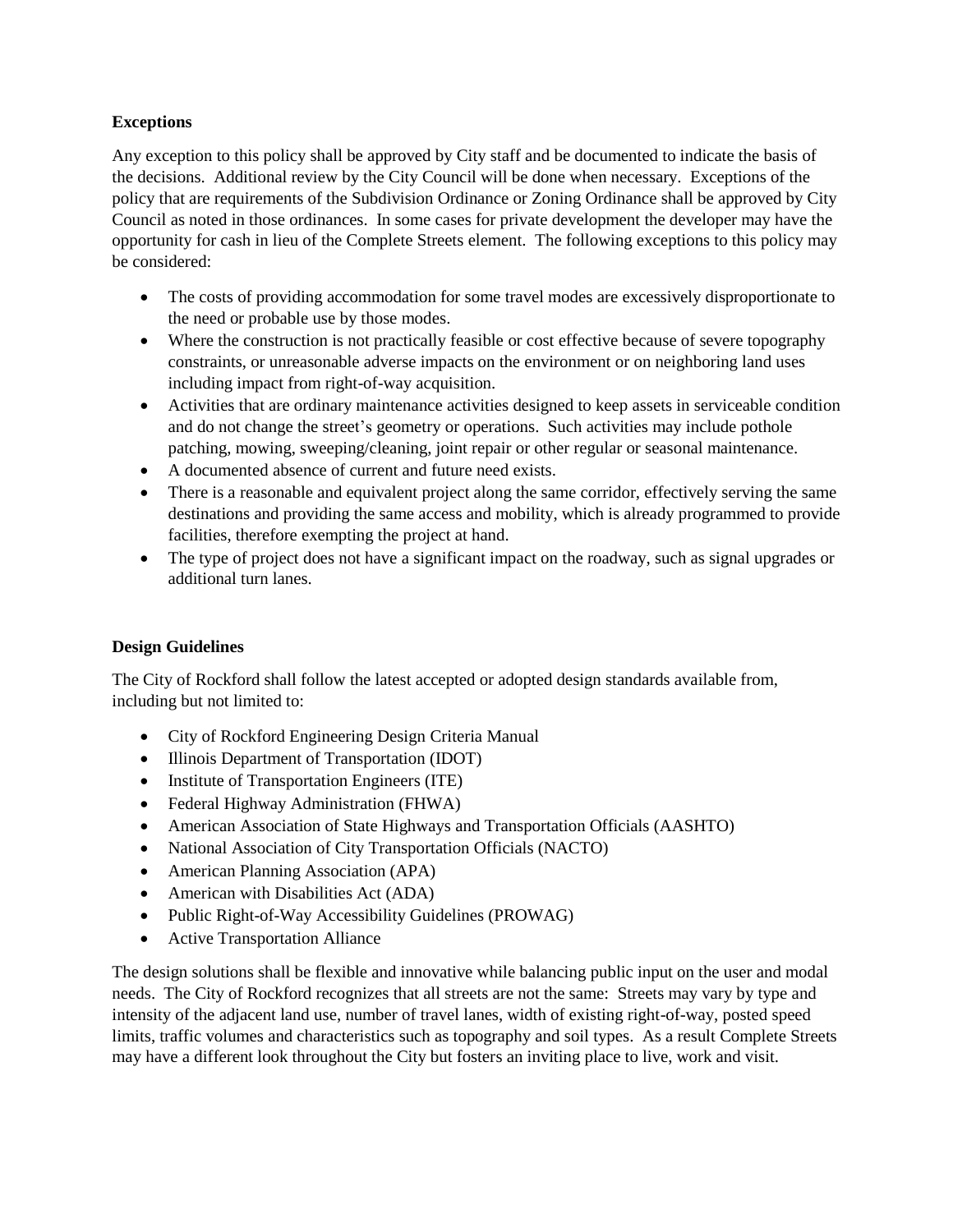**Exceptions**

Any exception to this policy shall be approved by City staff and be documented to indicate the basis of the decisions. Additional review by the City Council will be done when necessary. Exceptions of the policy that are requirements of the Subdivision Ordinance or Zoning Ordinance shall be approved by City Council as noted in those ordinances. In some cases for private development the developer may have the opportunity for cash in lieu of the Complete Streets element. The following exceptions to this policy may be considered:

- The costs of providing accommodation for some travel modes are excessively disproportionate to the need or probable use by those modes.
- Where the construction is not practically feasible or cost effective because of severe topography constraints, or unreasonable adverse impacts on the environment or on neighboring land uses including impact from right-of-way acquisition.
- Activities that are ordinary maintenance activities designed to keep assets in serviceable condition and do not change the street's geometry or operations. Such activities may include pothole patching, mowing, sweeping/cleaning, joint repair or other regular or seasonal maintenance.
- A documented absence of current and future need exists.
- There is a reasonable and equivalent project along the same corridor, effectively serving the same destinations and providing the same access and mobility, which is already programmed to provide facilities, therefore exempting the project at hand.
- The type of project does not have a significant impact on the roadway, such as signal upgrades or additional turn lanes.

**Design Guidelines**

The City of Rockford shall follow the latest accepted or adopted design standards available from, including but not limited to:

- City of Rockford Engineering Design Criteria Manual
- Illinois Department of Transportation (IDOT)
- Institute of Transportation Engineers (ITE)
- Federal Highway Administration (FHWA)
- American Association of State Highways and Transportation Officials (AASHTO)
- National Association of City Transportation Officials (NACTO)
- American Planning Association (APA)
- American with Disabilities Act (ADA)
- Public Right-of-Way Accessibility Guidelines (PROWAG)
- Active Transportation Alliance

The design solutions shall be flexible and innovative while balancing public input on the user and modal needs. The City of Rockford recognizes that all streets are not the same: Streets may vary by type and intensity of the adjacent land use, number of travel lanes, width of existing right-of-way, posted speed limits, traffic volumes and characteristics such as topography and soil types. As a result Complete Streets may have a different look throughout the City but fosters an inviting place to live, work and visit.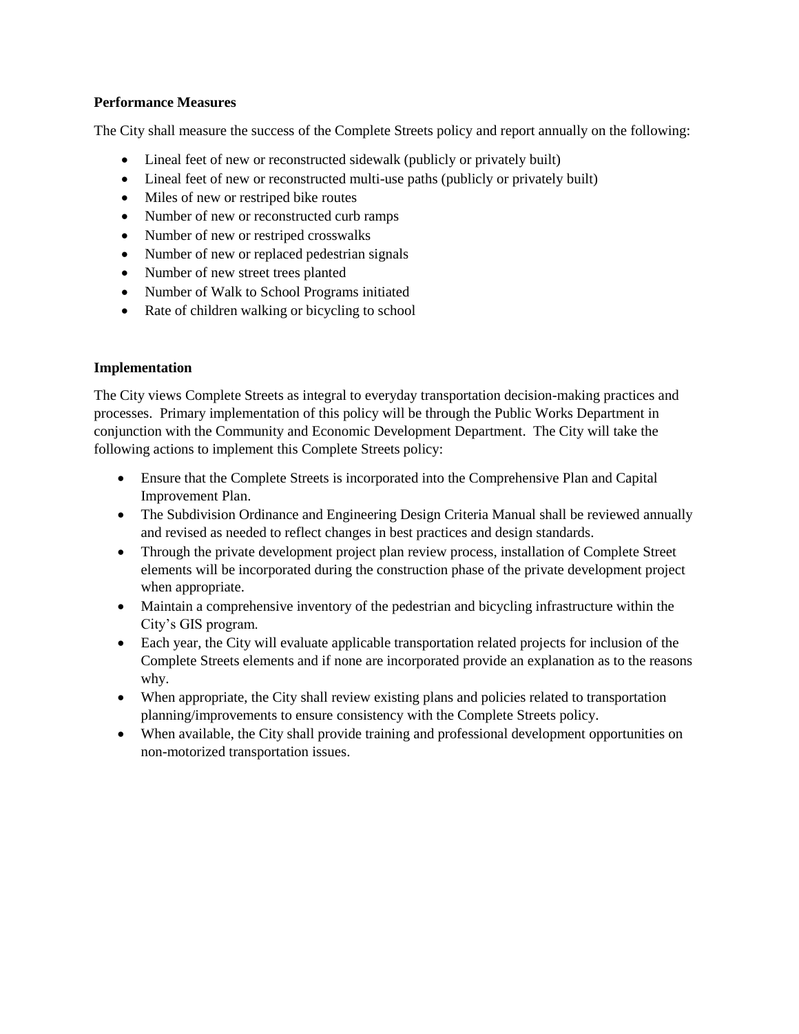**Performance Measures**

The City shall measure the success of the Complete Streets policy and report annually on the following:

- Lineal feet of new or reconstructed sidewalk (publicly or privately built)
- Lineal feet of new or reconstructed multi-use paths (publicly or privately built)
- Miles of new or restriped bike routes
- Number of new or reconstructed curb ramps
- Number of new or restriped crosswalks
- Number of new or replaced pedestrian signals
- Number of new street trees planted
- Number of Walk to School Programs initiated
- Rate of children walking or bicycling to school

**Implementation**

The City views Complete Streets as integral to everyday transportation decision-making practices and processes. Primary implementation of this policy will be through the Public Works Department in conjunction with the Community and Economic Development Department. The City will take the following actions to implement this Complete Streets policy:

- Ensure that the Complete Streets is incorporated into the Comprehensive Plan and Capital Improvement Plan.
- The Subdivision Ordinance and Engineering Design Criteria Manual shall be reviewed annually and revised as needed to reflect changes in best practices and design standards.
- Through the private development project plan review process, installation of Complete Street elements will be incorporated during the construction phase of the private development project when appropriate.
- Maintain a comprehensive inventory of the pedestrian and bicycling infrastructure within the City's GIS program.
- Each year, the City will evaluate applicable transportation related projects for inclusion of the Complete Streets elements and if none are incorporated provide an explanation as to the reasons why.
- When appropriate, the City shall review existing plans and policies related to transportation planning/improvements to ensure consistency with the Complete Streets policy.
- When available, the City shall provide training and professional development opportunities on non-motorized transportation issues.